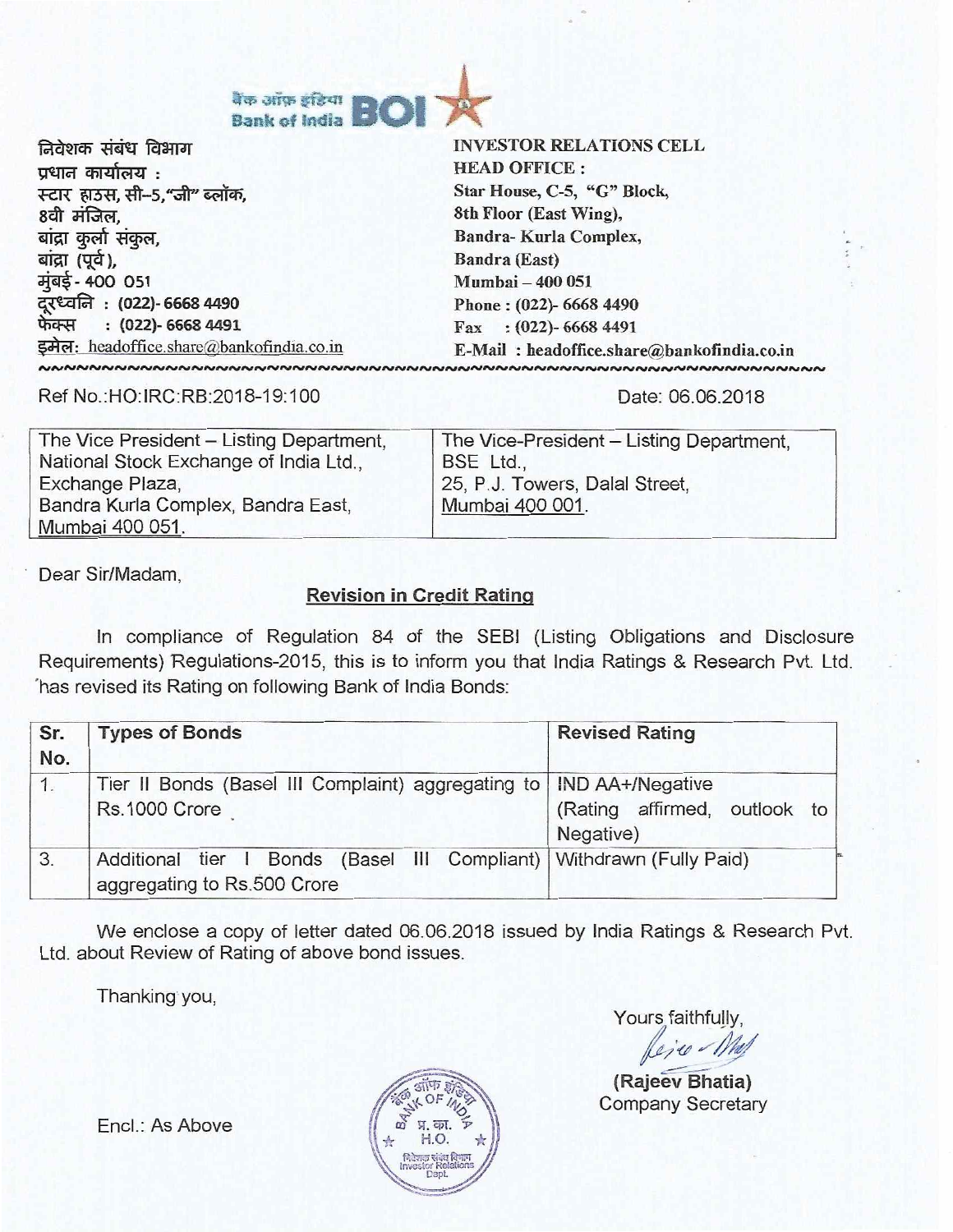बैंक ऑफ़ इंडिया
Bank of India BOI

निवेशक संबंध विभाग
प्रधान कार्यालय :
स्टार हाउस, सी–5, "जी" ब्लॉक,
8वी मंजिल,
बांद्रा कुर्ला संकुल,
बांद्रा (पूर्व),
मुंबई - 400 051
दूरध्वनि : (022)- 6668 4490
फैक्स : (022)- 6668 4491
इमेल: headoffice.share@bankofindia.co.in

**INVESTOR RELATIONS CELL**
**HEAD OFFICE :**
**Star House, C-5, "G" Block,**
**8th Floor (East Wing),**
**Bandra- Kurla Complex,**
**Bandra (East)**
**Mumbai – 400 051**
**Phone : (022)- 6668 4490**
**Fax : (022)- 6668 4491**
**E-Mail : headoffice.share@bankofindia.co.in**

Ref No.:HO:IRC:RB:2018-19:100

Date: 06.06.2018

| The Vice President – Listing Department, National Stock Exchange of India Ltd., Exchange Plaza, Bandra Kurla Complex, Bandra East, Mumbai 400 051. | The Vice-President – Listing Department, BSE Ltd., 25, P.J. Towers, Dalal Street, Mumbai 400 001. |
|---|---|

Dear Sir/Madam,

**Revision in Credit Rating**

In compliance of Regulation 84 of the SEBI (Listing Obligations and Disclosure Requirements) Regulations-2015, this is to inform you that India Ratings & Research Pvt. Ltd. has revised its Rating on following Bank of India Bonds:

| Sr. No. | Types of Bonds | Revised Rating |
|---|---|---|
| 1. | Tier II Bonds (Basel III Complaint) aggregating to Rs.1000 Crore | IND AA+/Negative (Rating affirmed, outlook to Negative) |
| 3. | Additional tier I Bonds (Basel III Compliant) aggregating to Rs.500 Crore | Withdrawn (Fully Paid) |

We enclose a copy of letter dated 06.06.2018 issued by India Ratings & Research Pvt. Ltd. about Review of Rating of above bond issues.

Thanking you,

Yours faithfully,

**(Rajeev Bhatia)**
Company Secretary

Encl.: As Above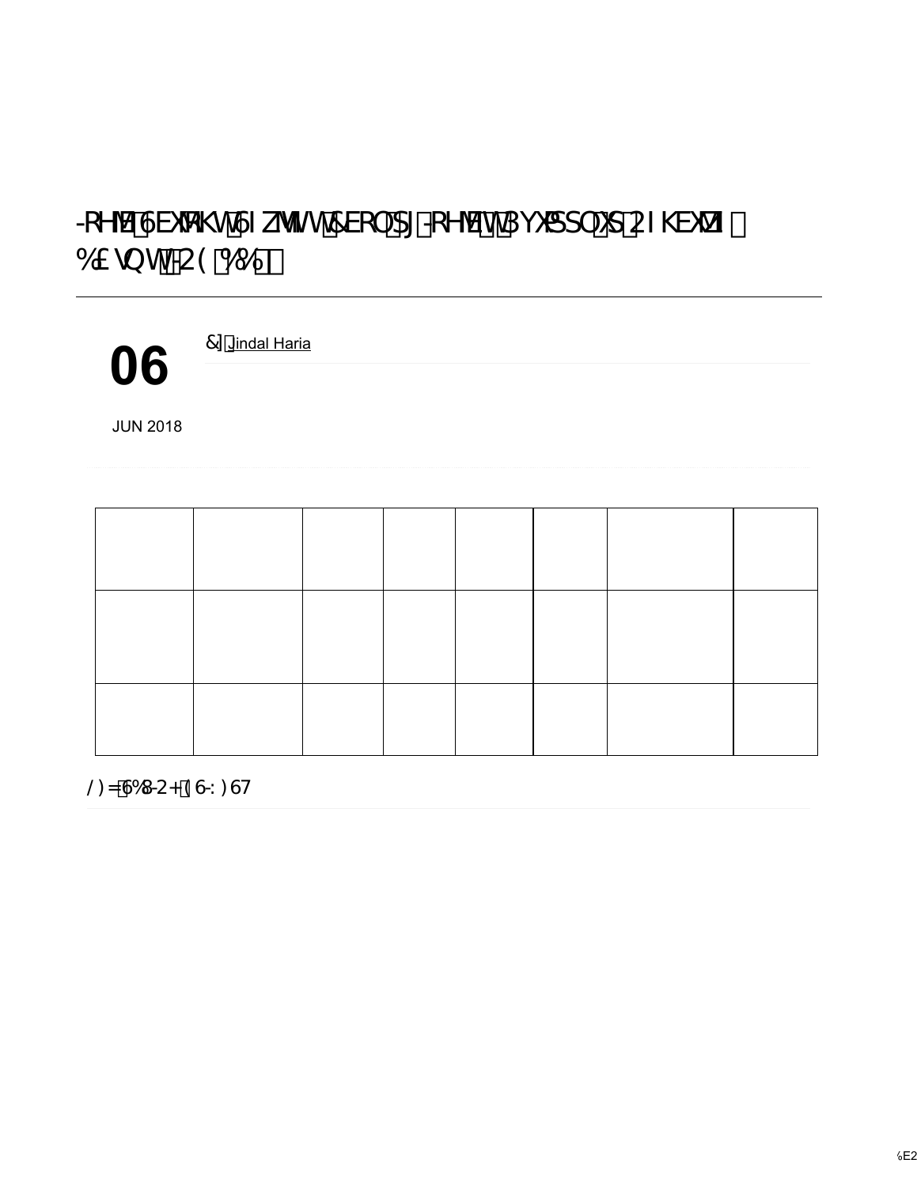# India Ratings Revises Bank of India's Outlook to Negative; Affirms IND AA

**06**

JUN 2018

By Jindal Haria

| | | | | | | | |
|---|---|---|---|---|---|---|---|
| | | | | | | | |
| | | | | | | | |

KEY RATING DRIVERS